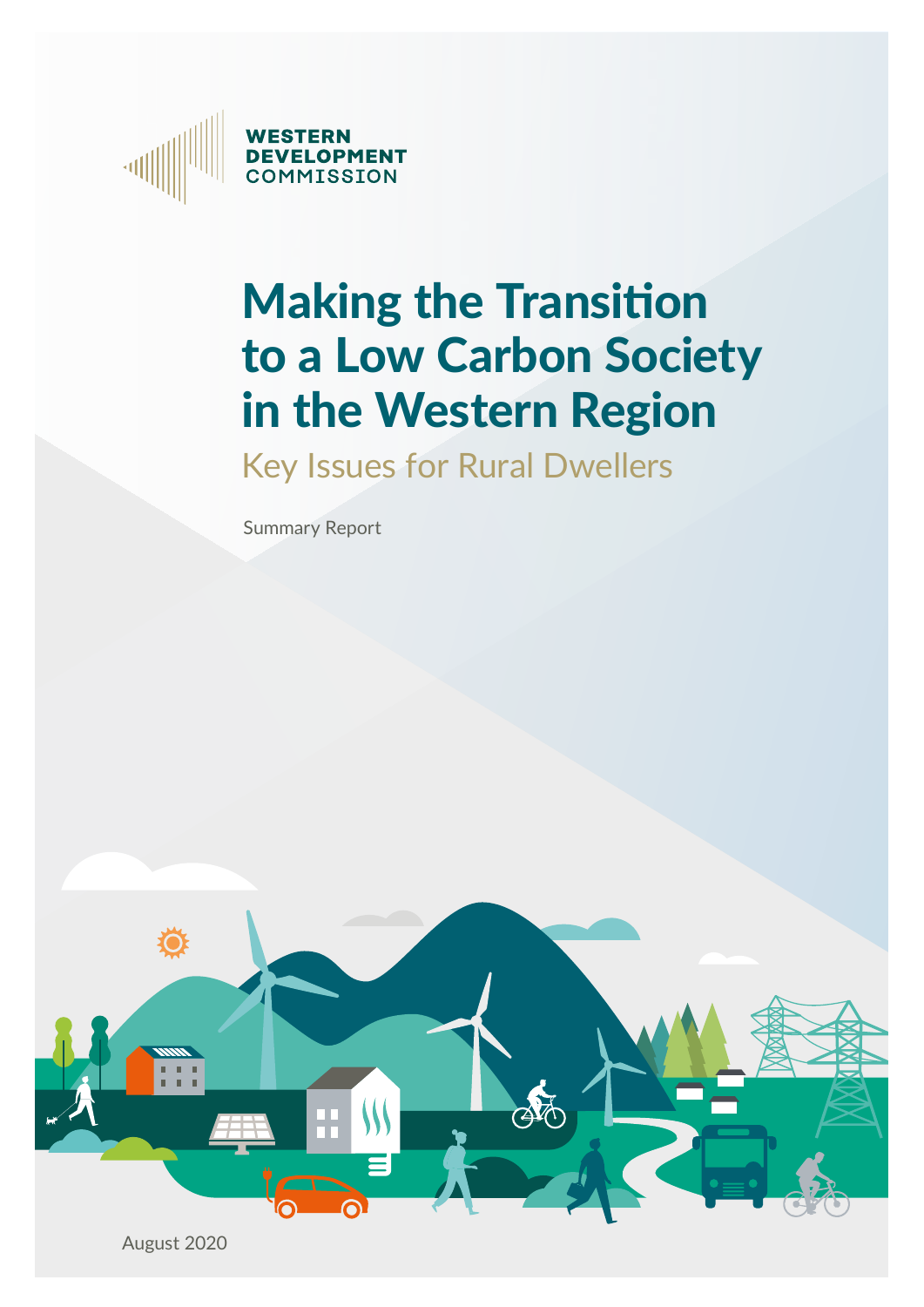WESTERN DEVELOPMENT COMMISSION

# Making the Transition to a Low Carbon Society in the Western Region

## Key Issues for Rural Dwellers

Summary Report

August 2020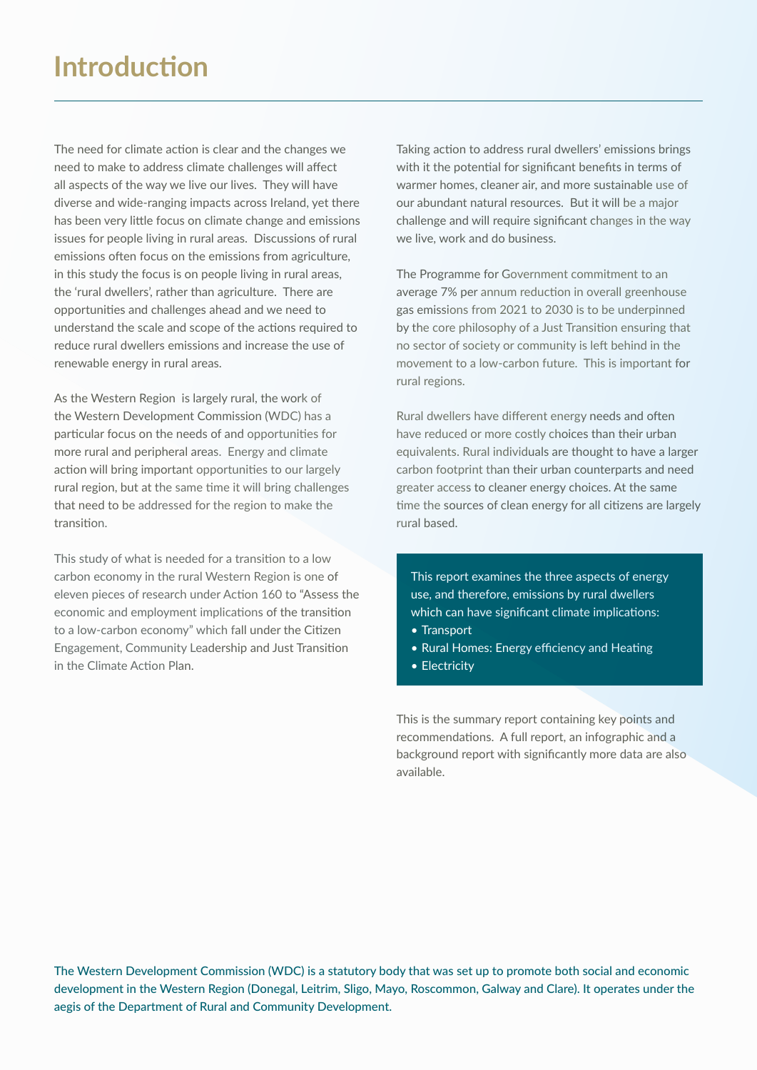# Introduction

The need for climate action is clear and the changes we need to make to address climate challenges will affect all aspects of the way we live our lives. They will have diverse and wide-ranging impacts across Ireland, yet there has been very little focus on climate change and emissions issues for people living in rural areas. Discussions of rural emissions often focus on the emissions from agriculture, in this study the focus is on people living in rural areas, the 'rural dwellers', rather than agriculture. There are opportunities and challenges ahead and we need to understand the scale and scope of the actions required to reduce rural dwellers emissions and increase the use of renewable energy in rural areas.

As the Western Region is largely rural, the work of the Western Development Commission (WDC) has a particular focus on the needs of and opportunities for more rural and peripheral areas. Energy and climate action will bring important opportunities to our largely rural region, but at the same time it will bring challenges that need to be addressed for the region to make the transition.

This study of what is needed for a transition to a low carbon economy in the rural Western Region is one of eleven pieces of research under Action 160 to "Assess the economic and employment implications of the transition to a low-carbon economy" which fall under the Citizen Engagement, Community Leadership and Just Transition in the Climate Action Plan.

Taking action to address rural dwellers' emissions brings with it the potential for significant benefits in terms of warmer homes, cleaner air, and more sustainable use of our abundant natural resources. But it will be a major challenge and will require significant changes in the way we live, work and do business.

The Programme for Government commitment to an average 7% per annum reduction in overall greenhouse gas emissions from 2021 to 2030 is to be underpinned by the core philosophy of a Just Transition ensuring that no sector of society or community is left behind in the movement to a low-carbon future. This is important for rural regions.

Rural dwellers have different energy needs and often have reduced or more costly choices than their urban equivalents. Rural individuals are thought to have a larger carbon footprint than their urban counterparts and need greater access to cleaner energy choices. At the same time the sources of clean energy for all citizens are largely rural based.

This report examines the three aspects of energy use, and therefore, emissions by rural dwellers which can have significant climate implications:

- Transport
- Rural Homes: Energy efficiency and Heating
- Electricity

This is the summary report containing key points and recommendations. A full report, an infographic and a background report with significantly more data are also available.

The Western Development Commission (WDC) is a statutory body that was set up to promote both social and economic development in the Western Region (Donegal, Leitrim, Sligo, Mayo, Roscommon, Galway and Clare). It operates under the aegis of the Department of Rural and Community Development.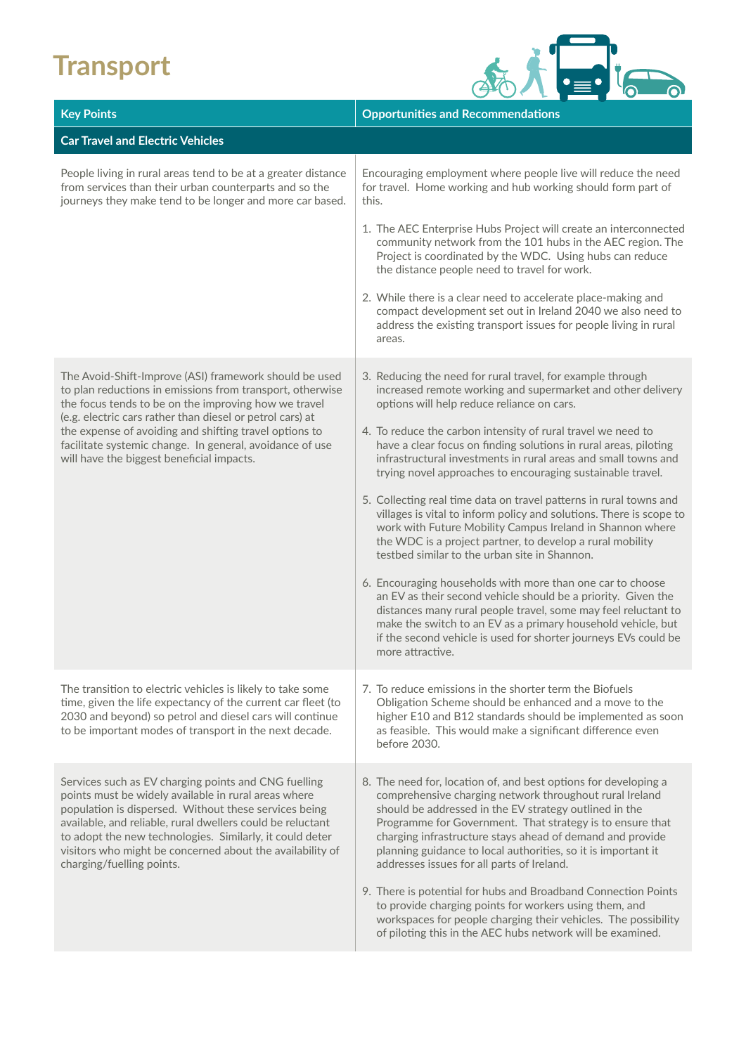# Transport

| Key Points | Opportunities and Recommendations |
|---|---|
| **Car Travel and Electric Vehicles** | |
| People living in rural areas tend to be at a greater distance from services than their urban counterparts and so the journeys they make tend to be longer and more car based. | Encouraging employment where people live will reduce the need for travel. Home working and hub working should form part of this.<br><br>1. The AEC Enterprise Hubs Project will create an interconnected community network from the 101 hubs in the AEC region. The Project is coordinated by the WDC. Using hubs can reduce the distance people need to travel for work.<br><br>2. While there is a clear need to accelerate place-making and compact development set out in Ireland 2040 we also need to address the existing transport issues for people living in rural areas. |
| The Avoid-Shift-Improve (ASI) framework should be used to plan reductions in emissions from transport, otherwise the focus tends to be on the improving how we travel (e.g. electric cars rather than diesel or petrol cars) at the expense of avoiding and shifting travel options to facilitate systemic change. In general, avoidance of use will have the biggest beneficial impacts. | 3. Reducing the need for rural travel, for example through increased remote working and supermarket and other delivery options will help reduce reliance on cars.<br><br>4. To reduce the carbon intensity of rural travel we need to have a clear focus on finding solutions in rural areas, piloting infrastructural investments in rural areas and small towns and trying novel approaches to encouraging sustainable travel.<br><br>5. Collecting real time data on travel patterns in rural towns and villages is vital to inform policy and solutions. There is scope to work with Future Mobility Campus Ireland in Shannon where the WDC is a project partner, to develop a rural mobility testbed similar to the urban site in Shannon.<br><br>6. Encouraging households with more than one car to choose an EV as their second vehicle should be a priority. Given the distances many rural people travel, some may feel reluctant to make the switch to an EV as a primary household vehicle, but if the second vehicle is used for shorter journeys EVs could be more attractive. |
| The transition to electric vehicles is likely to take some time, given the life expectancy of the current car fleet (to 2030 and beyond) so petrol and diesel cars will continue to be important modes of transport in the next decade. | 7. To reduce emissions in the shorter term the Biofuels Obligation Scheme should be enhanced and a move to the higher E10 and B12 standards should be implemented as soon as feasible. This would make a significant difference even before 2030. |
| Services such as EV charging points and CNG fuelling points must be widely available in rural areas where population is dispersed. Without these services being available, and reliable, rural dwellers could be reluctant to adopt the new technologies. Similarly, it could deter visitors who might be concerned about the availability of charging/fuelling points. | 8. The need for, location of, and best options for developing a comprehensive charging network throughout rural Ireland should be addressed in the EV strategy outlined in the Programme for Government. That strategy is to ensure that charging infrastructure stays ahead of demand and provide planning guidance to local authorities, so it is important it addresses issues for all parts of Ireland.<br><br>9. There is potential for hubs and Broadband Connection Points to provide charging points for workers using them, and workspaces for people charging their vehicles. The possibility of piloting this in the AEC hubs network will be examined. |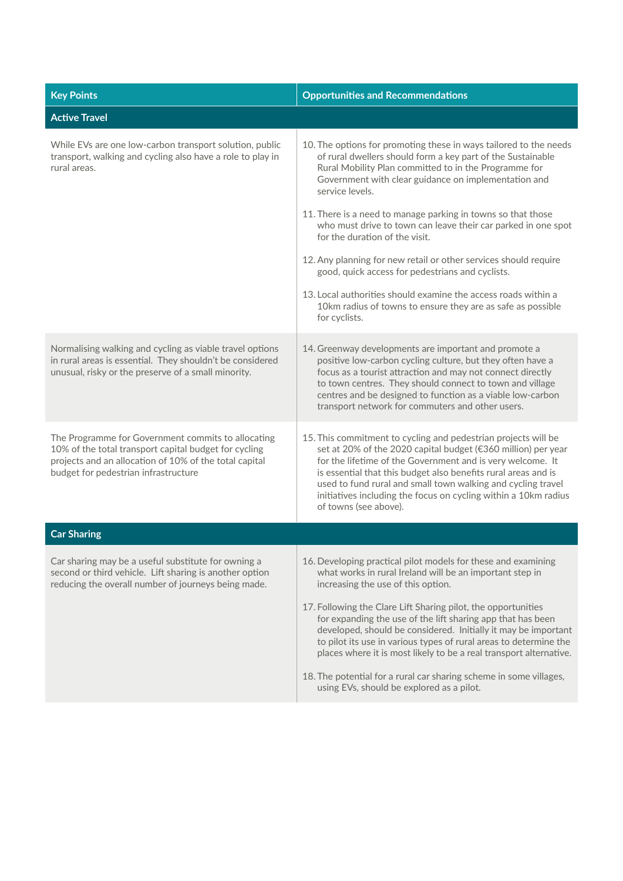| Key Points | Opportunities and Recommendations |
|---|---|
| **Active Travel** | |
| While EVs are one low-carbon transport solution, public transport, walking and cycling also have a role to play in rural areas. | 10. The options for promoting these in ways tailored to the needs of rural dwellers should form a key part of the Sustainable Rural Mobility Plan committed to in the Programme for Government with clear guidance on implementation and service levels.<br><br>11. There is a need to manage parking in towns so that those who must drive to town can leave their car parked in one spot for the duration of the visit.<br><br>12. Any planning for new retail or other services should require good, quick access for pedestrians and cyclists.<br><br>13. Local authorities should examine the access roads within a 10km radius of towns to ensure they are as safe as possible for cyclists. |
| Normalising walking and cycling as viable travel options in rural areas is essential. They shouldn't be considered unusual, risky or the preserve of a small minority. | 14. Greenway developments are important and promote a positive low-carbon cycling culture, but they often have a focus as a tourist attraction and may not connect directly to town centres. They should connect to town and village centres and be designed to function as a viable low-carbon transport network for commuters and other users. |
| The Programme for Government commits to allocating 10% of the total transport capital budget for cycling projects and an allocation of 10% of the total capital budget for pedestrian infrastructure | 15. This commitment to cycling and pedestrian projects will be set at 20% of the 2020 capital budget (€360 million) per year for the lifetime of the Government and is very welcome. It is essential that this budget also benefits rural areas and is used to fund rural and small town walking and cycling travel initiatives including the focus on cycling within a 10km radius of towns (see above). |
| **Car Sharing** | |
| Car sharing may be a useful substitute for owning a second or third vehicle. Lift sharing is another option reducing the overall number of journeys being made. | 16. Developing practical pilot models for these and examining what works in rural Ireland will be an important step in increasing the use of this option.<br><br>17. Following the Clare Lift Sharing pilot, the opportunities for expanding the use of the lift sharing app that has been developed, should be considered. Initially it may be important to pilot its use in various types of rural areas to determine the places where it is most likely to be a real transport alternative.<br><br>18. The potential for a rural car sharing scheme in some villages, using EVs, should be explored as a pilot. |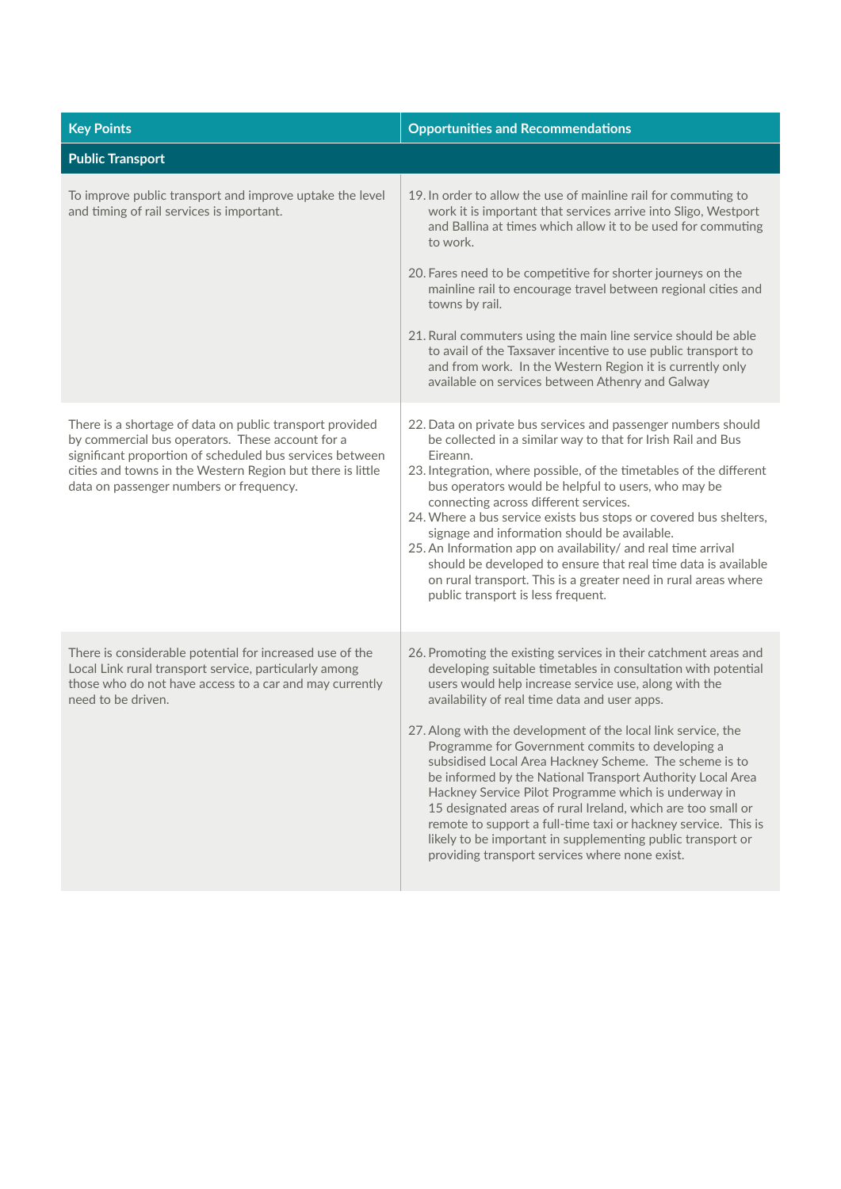| Key Points | Opportunities and Recommendations |
|---|---|
| **Public Transport** | |
| To improve public transport and improve uptake the level and timing of rail services is important. | 19. In order to allow the use of mainline rail for commuting to work it is important that services arrive into Sligo, Westport and Ballina at times which allow it to be used for commuting to work.<br><br>20. Fares need to be competitive for shorter journeys on the mainline rail to encourage travel between regional cities and towns by rail.<br><br>21. Rural commuters using the main line service should be able to avail of the Taxsaver incentive to use public transport to and from work. In the Western Region it is currently only available on services between Athenry and Galway |
| There is a shortage of data on public transport provided by commercial bus operators. These account for a significant proportion of scheduled bus services between cities and towns in the Western Region but there is little data on passenger numbers or frequency. | 22. Data on private bus services and passenger numbers should be collected in a similar way to that for Irish Rail and Bus Eireann.<br>23. Integration, where possible, of the timetables of the different bus operators would be helpful to users, who may be connecting across different services.<br>24. Where a bus service exists bus stops or covered bus shelters, signage and information should be available.<br>25. An Information app on availability/ and real time arrival should be developed to ensure that real time data is available on rural transport. This is a greater need in rural areas where public transport is less frequent. |
| There is considerable potential for increased use of the Local Link rural transport service, particularly among those who do not have access to a car and may currently need to be driven. | 26. Promoting the existing services in their catchment areas and developing suitable timetables in consultation with potential users would help increase service use, along with the availability of real time data and user apps.<br><br>27. Along with the development of the local link service, the Programme for Government commits to developing a subsidised Local Area Hackney Scheme. The scheme is to be informed by the National Transport Authority Local Area Hackney Service Pilot Programme which is underway in 15 designated areas of rural Ireland, which are too small or remote to support a full-time taxi or hackney service. This is likely to be important in supplementing public transport or providing transport services where none exist. |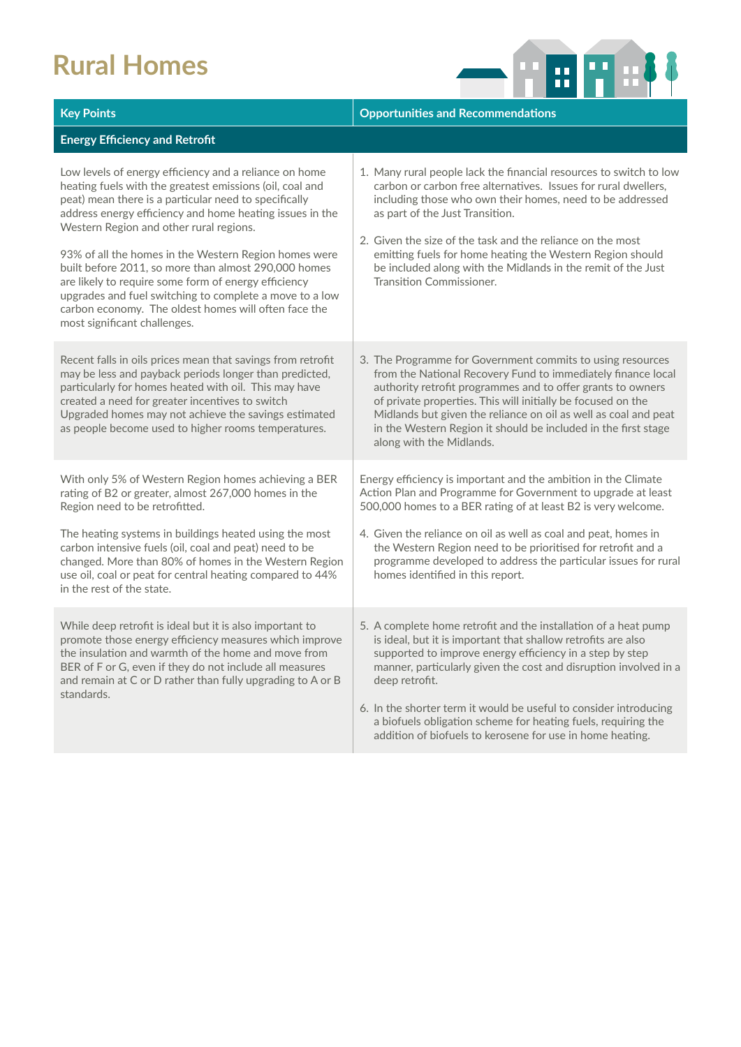# Rural Homes

| Key Points | Opportunities and Recommendations |
|---|---|
| **Energy Efficiency and Retrofit** | |
| Low levels of energy efficiency and a reliance on home heating fuels with the greatest emissions (oil, coal and peat) mean there is a particular need to specifically address energy efficiency and home heating issues in the Western Region and other rural regions.<br><br>93% of all the homes in the Western Region homes were built before 2011, so more than almost 290,000 homes are likely to require some form of energy efficiency upgrades and fuel switching to complete a move to a low carbon economy. The oldest homes will often face the most significant challenges. | 1. Many rural people lack the financial resources to switch to low carbon or carbon free alternatives. Issues for rural dwellers, including those who own their homes, need to be addressed as part of the Just Transition.<br><br>2. Given the size of the task and the reliance on the most emitting fuels for home heating the Western Region should be included along with the Midlands in the remit of the Just Transition Commissioner. |
| Recent falls in oils prices mean that savings from retrofit may be less and payback periods longer than predicted, particularly for homes heated with oil. This may have created a need for greater incentives to switch Upgraded homes may not achieve the savings estimated as people become used to higher rooms temperatures. | 3. The Programme for Government commits to using resources from the National Recovery Fund to immediately finance local authority retrofit programmes and to offer grants to owners of private properties. This will initially be focused on the Midlands but given the reliance on oil as well as coal and peat in the Western Region it should be included in the first stage along with the Midlands. |
| With only 5% of Western Region homes achieving a BER rating of B2 or greater, almost 267,000 homes in the Region need to be retrofitted.<br><br>The heating systems in buildings heated using the most carbon intensive fuels (oil, coal and peat) need to be changed. More than 80% of homes in the Western Region use oil, coal or peat for central heating compared to 44% in the rest of the state. | Energy efficiency is important and the ambition in the Climate Action Plan and Programme for Government to upgrade at least 500,000 homes to a BER rating of at least B2 is very welcome.<br><br>4. Given the reliance on oil as well as coal and peat, homes in the Western Region need to be prioritised for retrofit and a programme developed to address the particular issues for rural homes identified in this report. |
| While deep retrofit is ideal but it is also important to promote those energy efficiency measures which improve the insulation and warmth of the home and move from BER of F or G, even if they do not include all measures and remain at C or D rather than fully upgrading to A or B standards. | 5. A complete home retrofit and the installation of a heat pump is ideal, but it is important that shallow retrofits are also supported to improve energy efficiency in a step by step manner, particularly given the cost and disruption involved in a deep retrofit.<br><br>6. In the shorter term it would be useful to consider introducing a biofuels obligation scheme for heating fuels, requiring the addition of biofuels to kerosene for use in home heating. |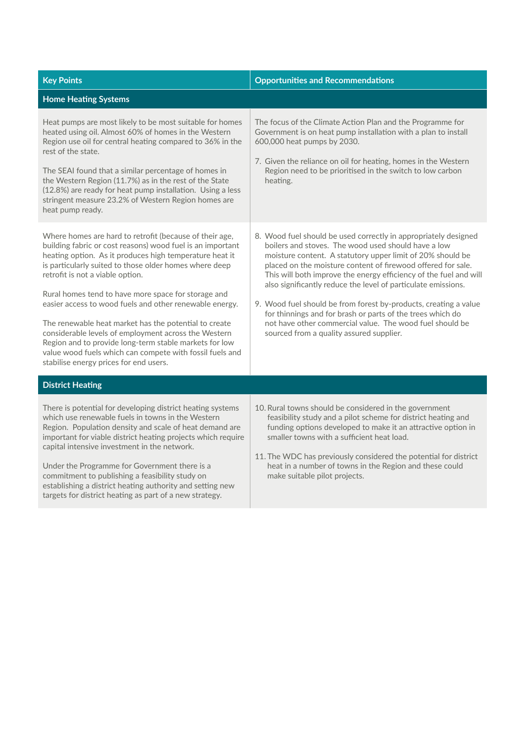| Key Points | Opportunities and Recommendations |
| --- | --- |
| **Home Heating Systems** | |
| Heat pumps are most likely to be most suitable for homes heated using oil. Almost 60% of homes in the Western Region use oil for central heating compared to 36% in the rest of the state.<br><br>The SEAI found that a similar percentage of homes in the Western Region (11.7%) as in the rest of the State (12.8%) are ready for heat pump installation. Using a less stringent measure 23.2% of Western Region homes are heat pump ready. | The focus of the Climate Action Plan and the Programme for Government is on heat pump installation with a plan to install 600,000 heat pumps by 2030.<br><br>7. Given the reliance on oil for heating, homes in the Western Region need to be prioritised in the switch to low carbon heating. |
| Where homes are hard to retrofit (because of their age, building fabric or cost reasons) wood fuel is an important heating option. As it produces high temperature heat it is particularly suited to those older homes where deep retrofit is not a viable option.<br><br>Rural homes tend to have more space for storage and easier access to wood fuels and other renewable energy.<br><br>The renewable heat market has the potential to create considerable levels of employment across the Western Region and to provide long-term stable markets for low value wood fuels which can compete with fossil fuels and stabilise energy prices for end users. | 8. Wood fuel should be used correctly in appropriately designed boilers and stoves. The wood used should have a low moisture content. A statutory upper limit of 20% should be placed on the moisture content of firewood offered for sale. This will both improve the energy efficiency of the fuel and will also significantly reduce the level of particulate emissions.<br><br>9. Wood fuel should be from forest by-products, creating a value for thinnings and for brash or parts of the trees which do not have other commercial value. The wood fuel should be sourced from a quality assured supplier. |
| **District Heating** | |
| There is potential for developing district heating systems which use renewable fuels in towns in the Western Region. Population density and scale of heat demand are important for viable district heating projects which require capital intensive investment in the network.<br><br>Under the Programme for Government there is a commitment to publishing a feasibility study on establishing a district heating authority and setting new targets for district heating as part of a new strategy. | 10. Rural towns should be considered in the government feasibility study and a pilot scheme for district heating and funding options developed to make it an attractive option in smaller towns with a sufficient heat load.<br><br>11. The WDC has previously considered the potential for district heat in a number of towns in the Region and these could make suitable pilot projects. |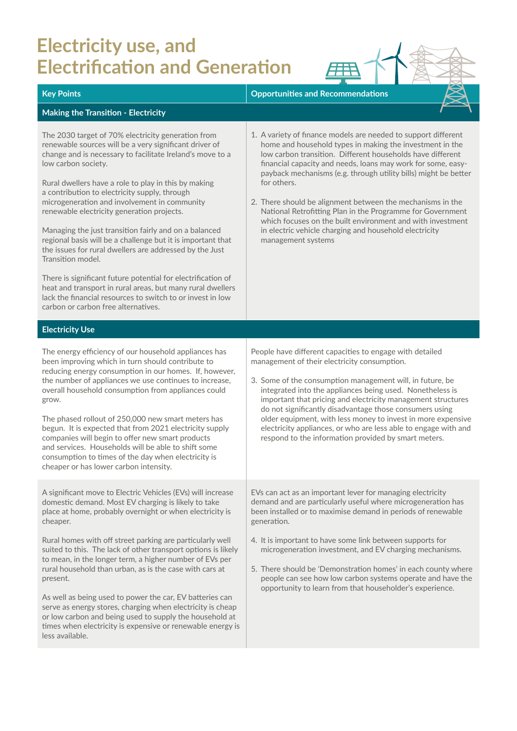# Electricity use, and Electrification and Generation

| Key Points | Opportunities and Recommendations |
| --- | --- |
| **Making the Transition - Electricity** | |
| The 2030 target of 70% electricity generation from renewable sources will be a very significant driver of change and is necessary to facilitate Ireland's move to a low carbon society.<br><br>Rural dwellers have a role to play in this by making a contribution to electricity supply, through microgeneration and involvement in community renewable electricity generation projects.<br><br>Managing the just transition fairly and on a balanced regional basis will be a challenge but it is important that the issues for rural dwellers are addressed by the Just Transition model.<br><br>There is significant future potential for electrification of heat and transport in rural areas, but many rural dwellers lack the financial resources to switch to or invest in low carbon or carbon free alternatives. | 1. A variety of finance models are needed to support different home and household types in making the investment in the low carbon transition. Different households have different financial capacity and needs, loans may work for some, easy-payback mechanisms (e.g. through utility bills) might be better for others.<br><br>2. There should be alignment between the mechanisms in the National Retrofitting Plan in the Programme for Government which focuses on the built environment and with investment in electric vehicle charging and household electricity management systems |
| **Electricity Use** | |
| The energy efficiency of our household appliances has been improving which in turn should contribute to reducing energy consumption in our homes. If, however, the number of appliances we use continues to increase, overall household consumption from appliances could grow.<br><br>The phased rollout of 250,000 new smart meters has begun. It is expected that from 2021 electricity supply companies will begin to offer new smart products and services. Households will be able to shift some consumption to times of the day when electricity is cheaper or has lower carbon intensity. | People have different capacities to engage with detailed management of their electricity consumption.<br><br>3. Some of the consumption management will, in future, be integrated into the appliances being used. Nonetheless is important that pricing and electricity management structures do not significantly disadvantage those consumers using older equipment, with less money to invest in more expensive electricity appliances, or who are less able to engage with and respond to the information provided by smart meters. |
| A significant move to Electric Vehicles (EVs) will increase domestic demand. Most EV charging is likely to take place at home, probably overnight or when electricity is cheaper.<br><br>Rural homes with off street parking are particularly well suited to this. The lack of other transport options is likely to mean, in the longer term, a higher number of EVs per rural household than urban, as is the case with cars at present.<br><br>As well as being used to power the car, EV batteries can serve as energy stores, charging when electricity is cheap or low carbon and being used to supply the household at times when electricity is expensive or renewable energy is less available. | EVs can act as an important lever for managing electricity demand and are particularly useful where microgeneration has been installed or to maximise demand in periods of renewable generation.<br><br>4. It is important to have some link between supports for microgeneration investment, and EV charging mechanisms.<br><br>5. There should be 'Demonstration homes' in each county where people can see how low carbon systems operate and have the opportunity to learn from that householder's experience. |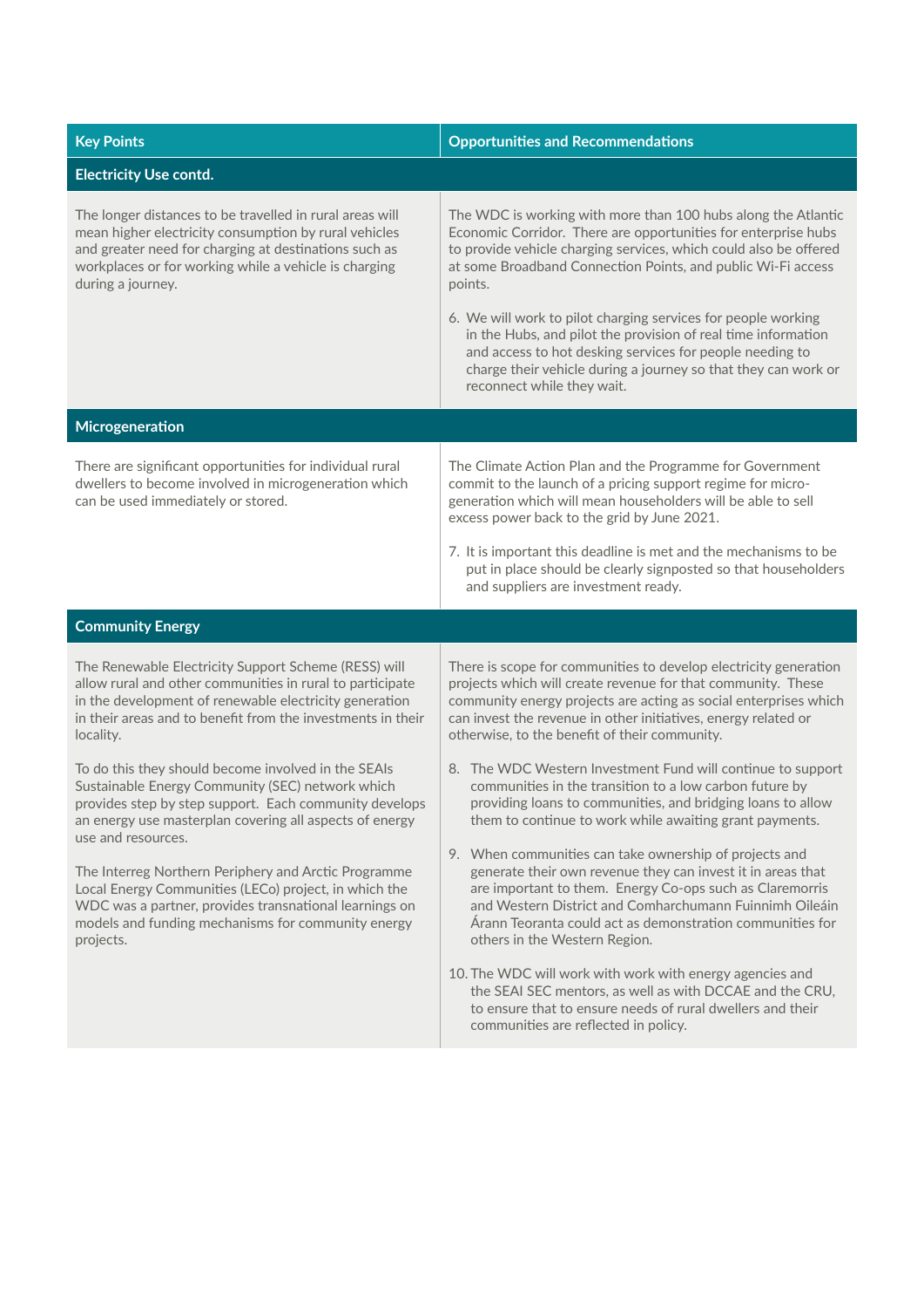| Key Points | Opportunities and Recommendations |
|---|---|
| **Electricity Use contd.** | |
| The longer distances to be travelled in rural areas will mean higher electricity consumption by rural vehicles and greater need for charging at destinations such as workplaces or for working while a vehicle is charging during a journey. | The WDC is working with more than 100 hubs along the Atlantic Economic Corridor. There are opportunities for enterprise hubs to provide vehicle charging services, which could also be offered at some Broadband Connection Points, and public Wi-Fi access points.<br><br>6. We will work to pilot charging services for people working in the Hubs, and pilot the provision of real time information and access to hot desking services for people needing to charge their vehicle during a journey so that they can work or reconnect while they wait. |
| **Microgeneration** | |
| There are significant opportunities for individual rural dwellers to become involved in microgeneration which can be used immediately or stored. | The Climate Action Plan and the Programme for Government commit to the launch of a pricing support regime for micro-generation which will mean householders will be able to sell excess power back to the grid by June 2021.<br><br>7. It is important this deadline is met and the mechanisms to be put in place should be clearly signposted so that householders and suppliers are investment ready. |
| **Community Energy** | |
| The Renewable Electricity Support Scheme (RESS) will allow rural and other communities in rural to participate in the development of renewable electricity generation in their areas and to benefit from the investments in their locality.<br><br>To do this they should become involved in the SEAIs Sustainable Energy Community (SEC) network which provides step by step support. Each community develops an energy use masterplan covering all aspects of energy use and resources.<br><br>The Interreg Northern Periphery and Arctic Programme Local Energy Communities (LECo) project, in which the WDC was a partner, provides transnational learnings on models and funding mechanisms for community energy projects. | There is scope for communities to develop electricity generation projects which will create revenue for that community. These community energy projects are acting as social enterprises which can invest the revenue in other initiatives, energy related or otherwise, to the benefit of their community.<br><br>8. The WDC Western Investment Fund will continue to support communities in the transition to a low carbon future by providing loans to communities, and bridging loans to allow them to continue to work while awaiting grant payments.<br><br>9. When communities can take ownership of projects and generate their own revenue they can invest it in areas that are important to them. Energy Co-ops such as Claremorris and Western District and Comharchumann Fuinnimh Oileáin Árann Teoranta could act as demonstration communities for others in the Western Region.<br><br>10. The WDC will work with work with energy agencies and the SEAI SEC mentors, as well as with DCCAE and the CRU, to ensure that to ensure needs of rural dwellers and their communities are reflected in policy. |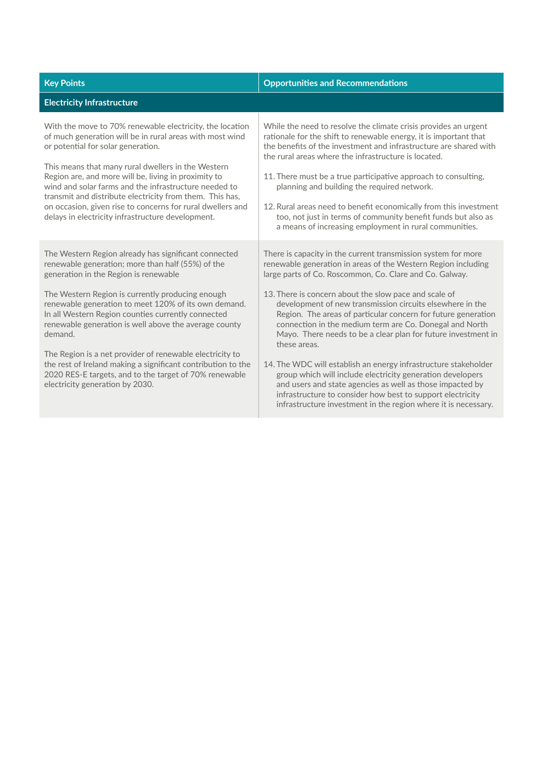| Key Points | Opportunities and Recommendations |
|---|---|
| **Electricity Infrastructure** | |
| With the move to 70% renewable electricity, the location of much generation will be in rural areas with most wind or potential for solar generation.<br><br>This means that many rural dwellers in the Western Region are, and more will be, living in proximity to wind and solar farms and the infrastructure needed to transmit and distribute electricity from them. This has, on occasion, given rise to concerns for rural dwellers and delays in electricity infrastructure development. | While the need to resolve the climate crisis provides an urgent rationale for the shift to renewable energy, it is important that the benefits of the investment and infrastructure are shared with the rural areas where the infrastructure is located.<br><br>11. There must be a true participative approach to consulting, planning and building the required network.<br><br>12. Rural areas need to benefit economically from this investment too, not just in terms of community benefit funds but also as a means of increasing employment in rural communities. |
| The Western Region already has significant connected renewable generation; more than half (55%) of the generation in the Region is renewable<br><br>The Western Region is currently producing enough renewable generation to meet 120% of its own demand. In all Western Region counties currently connected renewable generation is well above the average county demand.<br><br>The Region is a net provider of renewable electricity to the rest of Ireland making a significant contribution to the 2020 RES-E targets, and to the target of 70% renewable electricity generation by 2030. | There is capacity in the current transmission system for more renewable generation in areas of the Western Region including large parts of Co. Roscommon, Co. Clare and Co. Galway.<br><br>13. There is concern about the slow pace and scale of development of new transmission circuits elsewhere in the Region. The areas of particular concern for future generation connection in the medium term are Co. Donegal and North Mayo. There needs to be a clear plan for future investment in these areas.<br><br>14. The WDC will establish an energy infrastructure stakeholder group which will include electricity generation developers and users and state agencies as well as those impacted by infrastructure to consider how best to support electricity infrastructure investment in the region where it is necessary. |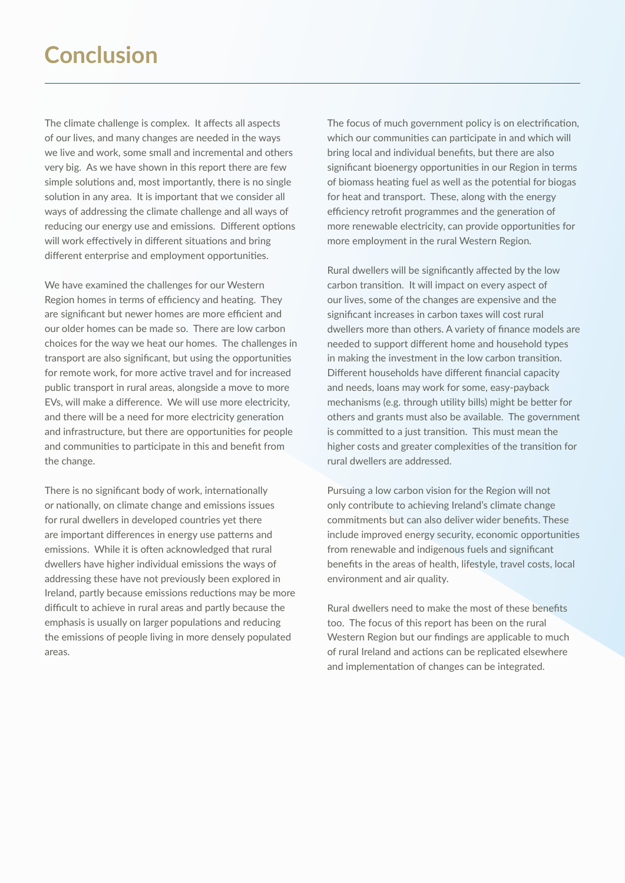# Conclusion

The climate challenge is complex. It affects all aspects of our lives, and many changes are needed in the ways we live and work, some small and incremental and others very big. As we have shown in this report there are few simple solutions and, most importantly, there is no single solution in any area. It is important that we consider all ways of addressing the climate challenge and all ways of reducing our energy use and emissions. Different options will work effectively in different situations and bring different enterprise and employment opportunities.

We have examined the challenges for our Western Region homes in terms of efficiency and heating. They are significant but newer homes are more efficient and our older homes can be made so. There are low carbon choices for the way we heat our homes. The challenges in transport are also significant, but using the opportunities for remote work, for more active travel and for increased public transport in rural areas, alongside a move to more EVs, will make a difference. We will use more electricity, and there will be a need for more electricity generation and infrastructure, but there are opportunities for people and communities to participate in this and benefit from the change.

There is no significant body of work, internationally or nationally, on climate change and emissions issues for rural dwellers in developed countries yet there are important differences in energy use patterns and emissions. While it is often acknowledged that rural dwellers have higher individual emissions the ways of addressing these have not previously been explored in Ireland, partly because emissions reductions may be more difficult to achieve in rural areas and partly because the emphasis is usually on larger populations and reducing the emissions of people living in more densely populated areas.

The focus of much government policy is on electrification, which our communities can participate in and which will bring local and individual benefits, but there are also significant bioenergy opportunities in our Region in terms of biomass heating fuel as well as the potential for biogas for heat and transport. These, along with the energy efficiency retrofit programmes and the generation of more renewable electricity, can provide opportunities for more employment in the rural Western Region.

Rural dwellers will be significantly affected by the low carbon transition. It will impact on every aspect of our lives, some of the changes are expensive and the significant increases in carbon taxes will cost rural dwellers more than others. A variety of finance models are needed to support different home and household types in making the investment in the low carbon transition. Different households have different financial capacity and needs, loans may work for some, easy-payback mechanisms (e.g. through utility bills) might be better for others and grants must also be available. The government is committed to a just transition. This must mean the higher costs and greater complexities of the transition for rural dwellers are addressed.

Pursuing a low carbon vision for the Region will not only contribute to achieving Ireland's climate change commitments but can also deliver wider benefits. These include improved energy security, economic opportunities from renewable and indigenous fuels and significant benefits in the areas of health, lifestyle, travel costs, local environment and air quality.

Rural dwellers need to make the most of these benefits too. The focus of this report has been on the rural Western Region but our findings are applicable to much of rural Ireland and actions can be replicated elsewhere and implementation of changes can be integrated.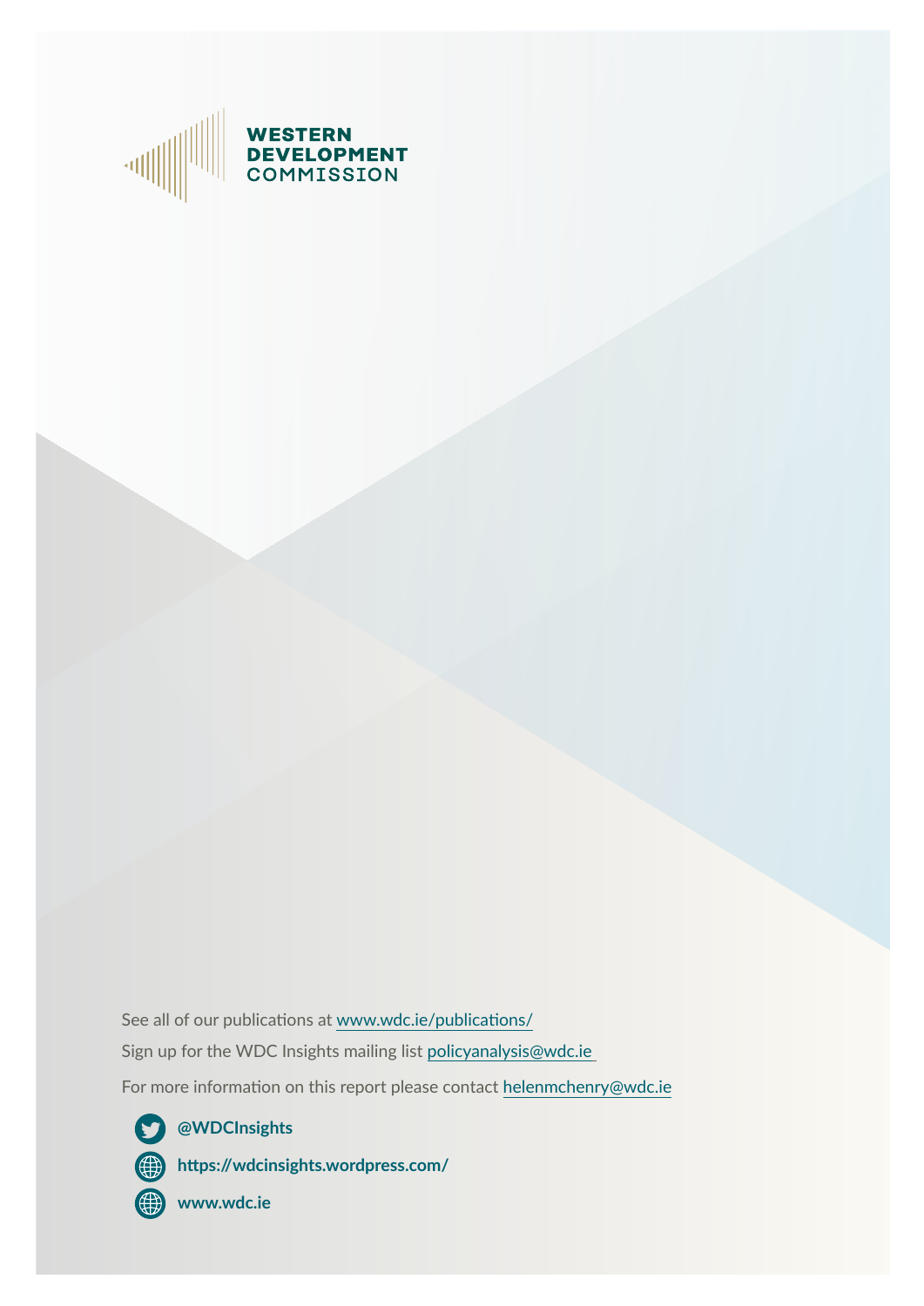**WESTERN DEVELOPMENT COMMISSION**

See all of our publications at www.wdc.ie/publications/

Sign up for the WDC Insights mailing list policyanalysis@wdc.ie

For more information on this report please contact helenmchenry@wdc.ie

**@WDCInsights**

**https://wdcinsights.wordpress.com/**

**www.wdc.ie**